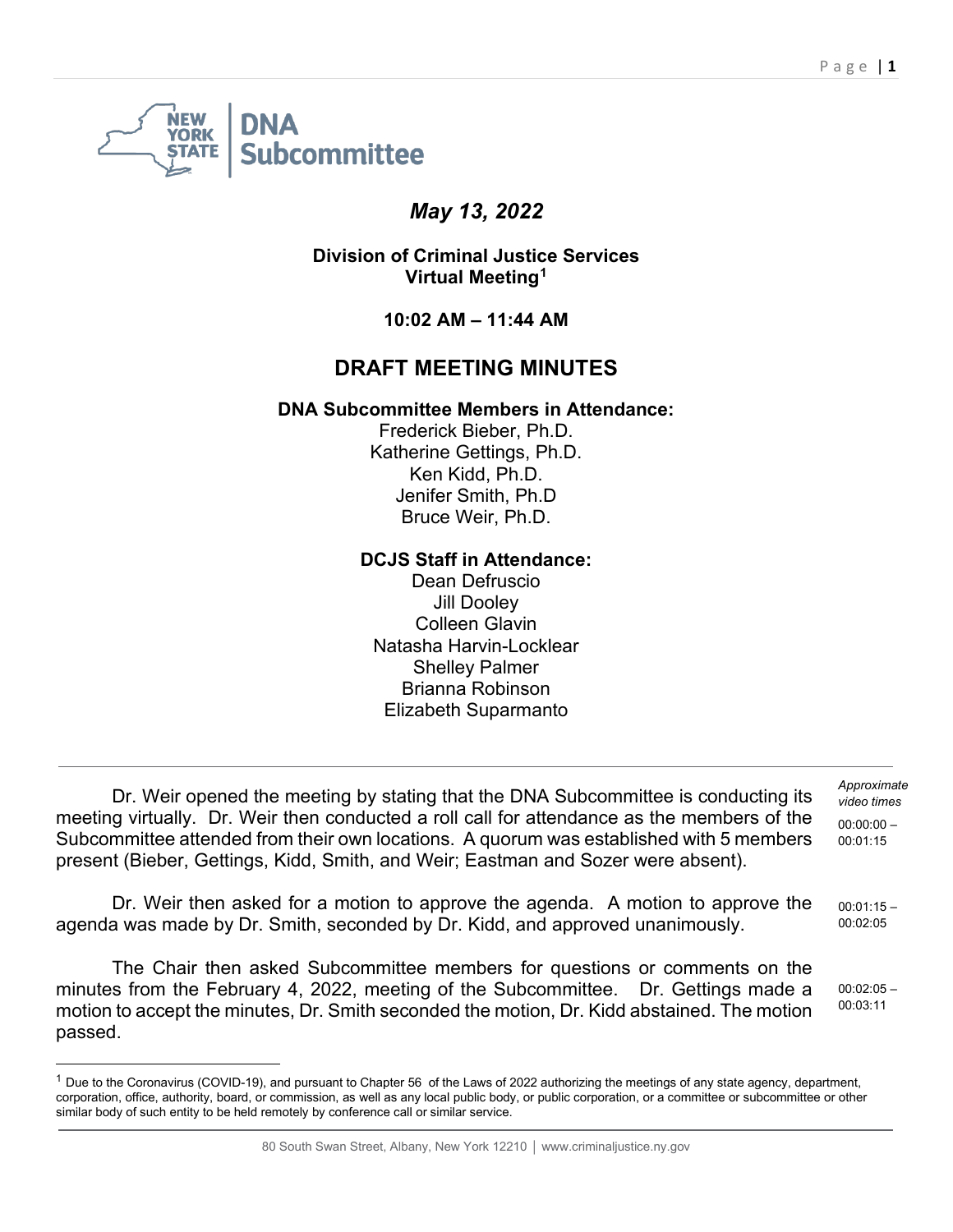# DNA Subcommittee

***May 13, 2022***

**Division of Criminal Justice Services**
**Virtual Meeting[1]**

**10:02 AM – 11:44 AM**

## DRAFT MEETING MINUTES

**DNA Subcommittee Members in Attendance:**

Frederick Bieber, Ph.D.
Katherine Gettings, Ph.D.
Ken Kidd, Ph.D.
Jenifer Smith, Ph.D
Bruce Weir, Ph.D.

**DCJS Staff in Attendance:**

Dean Defruscio
Jill Dooley
Colleen Glavin
Natasha Harvin-Locklear
Shelley Palmer
Brianna Robinson
Elizabeth Suparmanto

---

*Approximate video times*

Dr. Weir opened the meeting by stating that the DNA Subcommittee is conducting its meeting virtually. Dr. Weir then conducted a roll call for attendance as the members of the Subcommittee attended from their own locations. A quorum was established with 5 members present (Bieber, Gettings, Kidd, Smith, and Weir; Eastman and Sozer were absent). (00:00:00 – 00:01:15)

Dr. Weir then asked for a motion to approve the agenda. A motion to approve the agenda was made by Dr. Smith, seconded by Dr. Kidd, and approved unanimously. (00:01:15 – 00:02:05)

The Chair then asked Subcommittee members for questions or comments on the minutes from the February 4, 2022, meeting of the Subcommittee. Dr. Gettings made a motion to accept the minutes, Dr. Smith seconded the motion, Dr. Kidd abstained. The motion passed. (00:02:05 – 00:03:11)

---

[1] Due to the Coronavirus (COVID-19), and pursuant to Chapter 56 of the Laws of 2022 authorizing the meetings of any state agency, department, corporation, office, authority, board, or commission, as well as any local public body, or public corporation, or a committee or subcommittee or other similar body of such entity to be held remotely by conference call or similar service.

80 South Swan Street, Albany, New York 12210 │ www.criminaljustice.ny.gov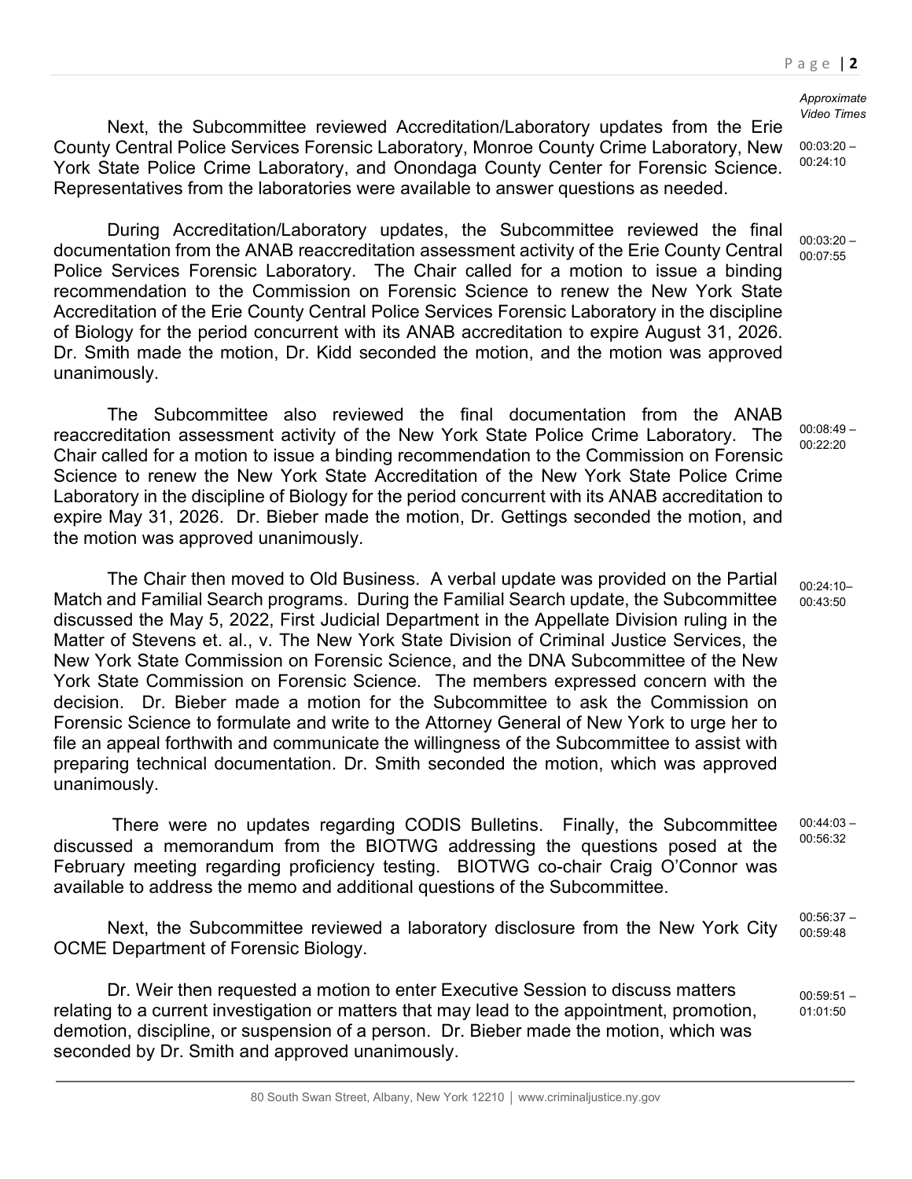*Approximate Video Times*

Next, the Subcommittee reviewed Accreditation/Laboratory updates from the Erie County Central Police Services Forensic Laboratory, Monroe County Crime Laboratory, New York State Police Crime Laboratory, and Onondaga County Center for Forensic Science. Representatives from the laboratories were available to answer questions as needed. (00:03:20 – 00:24:10)

During Accreditation/Laboratory updates, the Subcommittee reviewed the final documentation from the ANAB reaccreditation assessment activity of the Erie County Central Police Services Forensic Laboratory. The Chair called for a motion to issue a binding recommendation to the Commission on Forensic Science to renew the New York State Accreditation of the Erie County Central Police Services Forensic Laboratory in the discipline of Biology for the period concurrent with its ANAB accreditation to expire August 31, 2026. Dr. Smith made the motion, Dr. Kidd seconded the motion, and the motion was approved unanimously. (00:03:20 – 00:07:55)

The Subcommittee also reviewed the final documentation from the ANAB reaccreditation assessment activity of the New York State Police Crime Laboratory. The Chair called for a motion to issue a binding recommendation to the Commission on Forensic Science to renew the New York State Accreditation of the New York State Police Crime Laboratory in the discipline of Biology for the period concurrent with its ANAB accreditation to expire May 31, 2026. Dr. Bieber made the motion, Dr. Gettings seconded the motion, and the motion was approved unanimously. (00:08:49 – 00:22:20)

The Chair then moved to Old Business. A verbal update was provided on the Partial Match and Familial Search programs. During the Familial Search update, the Subcommittee discussed the May 5, 2022, First Judicial Department in the Appellate Division ruling in the Matter of Stevens et. al., v. The New York State Division of Criminal Justice Services, the New York State Commission on Forensic Science, and the DNA Subcommittee of the New York State Commission on Forensic Science. The members expressed concern with the decision. Dr. Bieber made a motion for the Subcommittee to ask the Commission on Forensic Science to formulate and write to the Attorney General of New York to urge her to file an appeal forthwith and communicate the willingness of the Subcommittee to assist with preparing technical documentation. Dr. Smith seconded the motion, which was approved unanimously. (00:24:10– 00:43:50)

There were no updates regarding CODIS Bulletins. Finally, the Subcommittee discussed a memorandum from the BIOTWG addressing the questions posed at the February meeting regarding proficiency testing. BIOTWG co-chair Craig O'Connor was available to address the memo and additional questions of the Subcommittee. (00:44:03 – 00:56:32)

Next, the Subcommittee reviewed a laboratory disclosure from the New York City OCME Department of Forensic Biology. (00:56:37 – 00:59:48)

Dr. Weir then requested a motion to enter Executive Session to discuss matters relating to a current investigation or matters that may lead to the appointment, promotion, demotion, discipline, or suspension of a person. Dr. Bieber made the motion, which was seconded by Dr. Smith and approved unanimously. (00:59:51 – 01:01:50)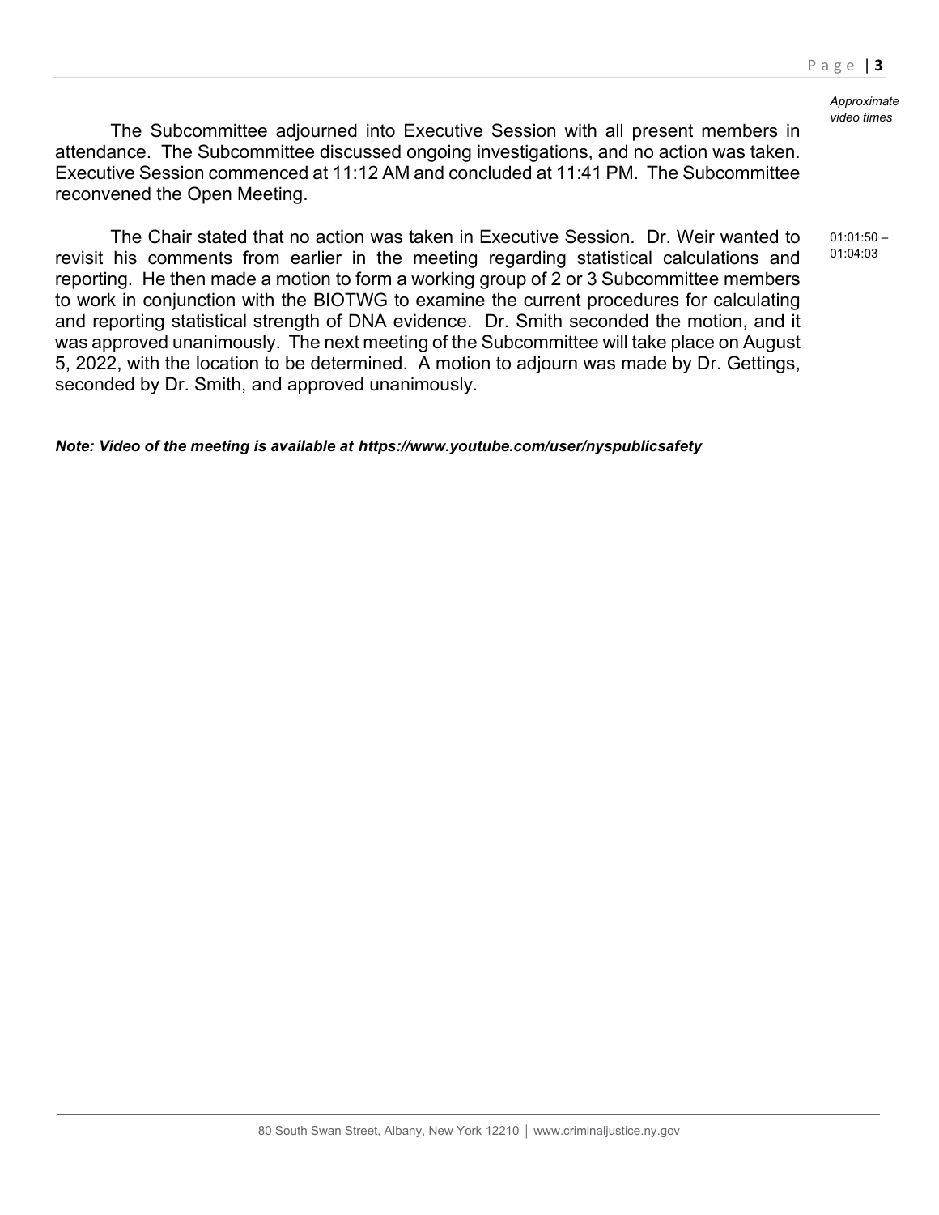*Approximate video times*

The Subcommittee adjourned into Executive Session with all present members in attendance. The Subcommittee discussed ongoing investigations, and no action was taken. Executive Session commenced at 11:12 AM and concluded at 11:41 PM. The Subcommittee reconvened the Open Meeting.

01:01:50 – 01:04:03

The Chair stated that no action was taken in Executive Session. Dr. Weir wanted to revisit his comments from earlier in the meeting regarding statistical calculations and reporting. He then made a motion to form a working group of 2 or 3 Subcommittee members to work in conjunction with the BIOTWG to examine the current procedures for calculating and reporting statistical strength of DNA evidence. Dr. Smith seconded the motion, and it was approved unanimously. The next meeting of the Subcommittee will take place on August 5, 2022, with the location to be determined. A motion to adjourn was made by Dr. Gettings, seconded by Dr. Smith, and approved unanimously.

***Note: Video of the meeting is available at https://www.youtube.com/user/nyspublicsafety***